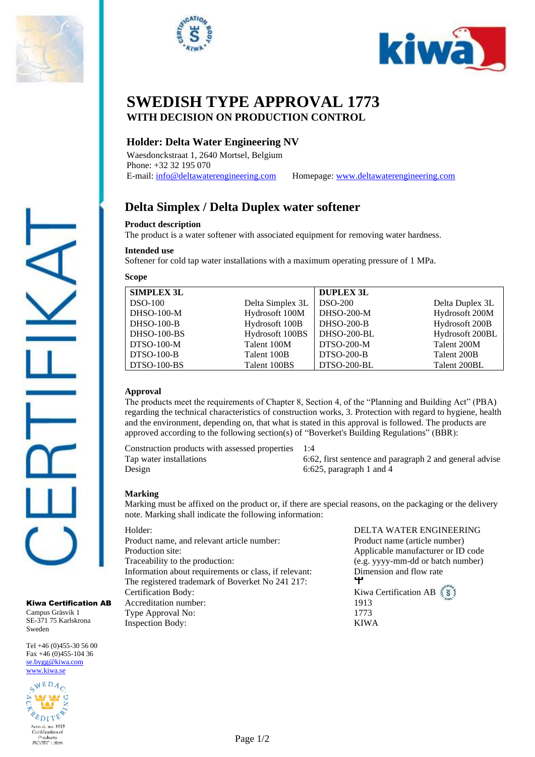# SWEDISH TYPE APPROVAL 1773

**WITH DECISION ON PRODUCTION CONTROL**

## Holder: Delta Water Engineering NV

Waesdonckstraat 1, 2640 Mortsel, Belgium
Phone: +32 32 195 070
E-mail: info@deltawaterengineering.com Homepage: www.deltawaterengineering.com

## Delta Simplex / Delta Duplex water softener

**Product description**

The product is a water softener with associated equipment for removing water hardness.

**Intended use**

Softener for cold tap water installations with a maximum operating pressure of 1 MPa.

**Scope**

| SIMPLEX 3L | | DUPLEX 3L | |
|---|---|---|---|
| DSO-100 | Delta Simplex 3L | DSO-200 | Delta Duplex 3L |
| DHSO-100-M | Hydrosoft 100M | DHSO-200-M | Hydrosoft 200M |
| DHSO-100-B | Hydrosoft 100B | DHSO-200-B | Hydrosoft 200B |
| DHSO-100-BS | Hydrosoft 100BS | DHSO-200-BL | Hydrosoft 200BL |
| DTSO-100-M | Talent 100M | DTSO-200-M | Talent 200M |
| DTSO-100-B | Talent 100B | DTSO-200-B | Talent 200B |
| DTSO-100-BS | Talent 100BS | DTSO-200-BL | Talent 200BL |

**Approval**

The products meet the requirements of Chapter 8, Section 4, of the "Planning and Building Act" (PBA) regarding the technical characteristics of construction works, 3. Protection with regard to hygiene, health and the environment, depending on, that what is stated in this approval is followed. The products are approved according to the following section(s) of "Boverket's Building Regulations" (BBR):

| | |
|---|---|
| Construction products with assessed properties | 1:4 |
| Tap water installations | 6:62, first sentence and paragraph 2 and general advise |
| Design | 6:625, paragraph 1 and 4 |

**Marking**

Marking must be affixed on the product or, if there are special reasons, on the packaging or the delivery note. Marking shall indicate the following information:

| | |
|---|---|
| Holder: | DELTA WATER ENGINEERING |
| Product name, and relevant article number: | Product name (article number) |
| Production site: | Applicable manufacturer or ID code |
| Traceability to the production: | (e.g. yyyy-mm-dd or batch number) |
| Information about requirements or class, if relevant: | Dimension and flow rate |
| The registered trademark of Boverket No 241 217: | |
| Certification Body: | Kiwa Certification AB |
| Accreditation number: | 1913 |
| Type Approval No: | 1773 |
| Inspection Body: | KIWA |

**Kiwa Certification AB**
Campus Gräsvik 1
SE-371 75 Karlskrona
Sweden

Tel +46 (0)455-30 56 00
Fax +46 (0)455-104 36
se.bygg@kiwa.com
www.kiwa.se

Ackred. nr. 1913
Certification of Products
ISO/IEC 17065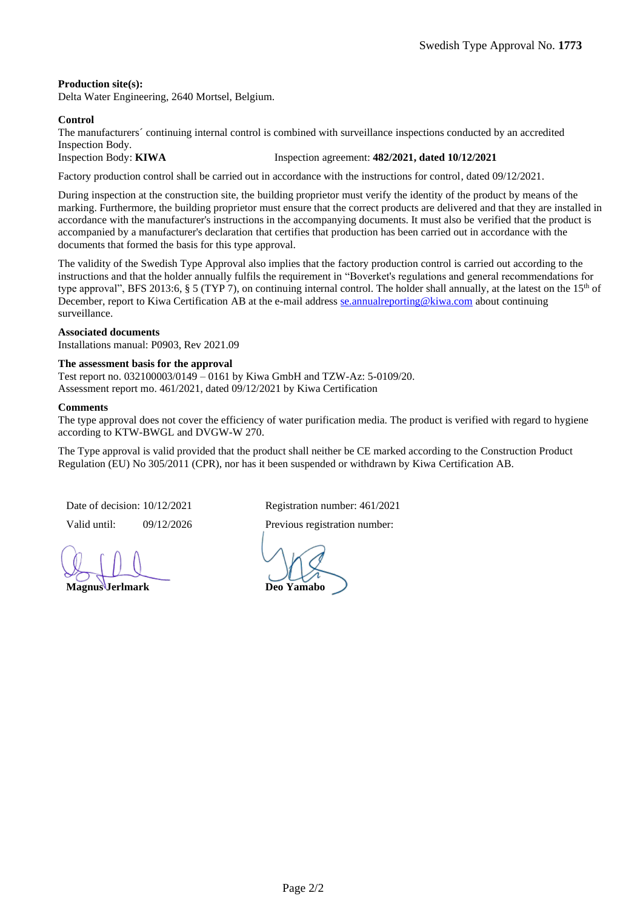Swedish Type Approval No. **1773**

**Production site(s):**
Delta Water Engineering, 2640 Mortsel, Belgium.

**Control**
The manufacturers´ continuing internal control is combined with surveillance inspections conducted by an accredited Inspection Body.
Inspection Body: **KIWA** Inspection agreement: **482/2021, dated 10/12/2021**

Factory production control shall be carried out in accordance with the instructions for control, dated 09/12/2021.

During inspection at the construction site, the building proprietor must verify the identity of the product by means of the marking. Furthermore, the building proprietor must ensure that the correct products are delivered and that they are installed in accordance with the manufacturer's instructions in the accompanying documents. It must also be verified that the product is accompanied by a manufacturer's declaration that certifies that production has been carried out in accordance with the documents that formed the basis for this type approval.

The validity of the Swedish Type Approval also implies that the factory production control is carried out according to the instructions and that the holder annually fulfils the requirement in "Boverket's regulations and general recommendations for type approval", BFS 2013:6, § 5 (TYP 7), on continuing internal control. The holder shall annually, at the latest on the 15th of December, report to Kiwa Certification AB at the e-mail address se.annualreporting@kiwa.com about continuing surveillance.

**Associated documents**
Installations manual: P0903, Rev 2021.09

**The assessment basis for the approval**
Test report no. 032100003/0149 – 0161 by Kiwa GmbH and TZW-Az: 5-0109/20.
Assessment report mo. 461/2021, dated 09/12/2021 by Kiwa Certification

**Comments**
The type approval does not cover the efficiency of water purification media. The product is verified with regard to hygiene according to KTW-BWGL and DVGW-W 270.

The Type approval is valid provided that the product shall neither be CE marked according to the Construction Product Regulation (EU) No 305/2011 (CPR), nor has it been suspended or withdrawn by Kiwa Certification AB.

Date of decision: 10/12/2021
Valid until: 09/12/2026

Registration number: 461/2021
Previous registration number:

**Magnus Jerlmark**

**Deo Yamabo**